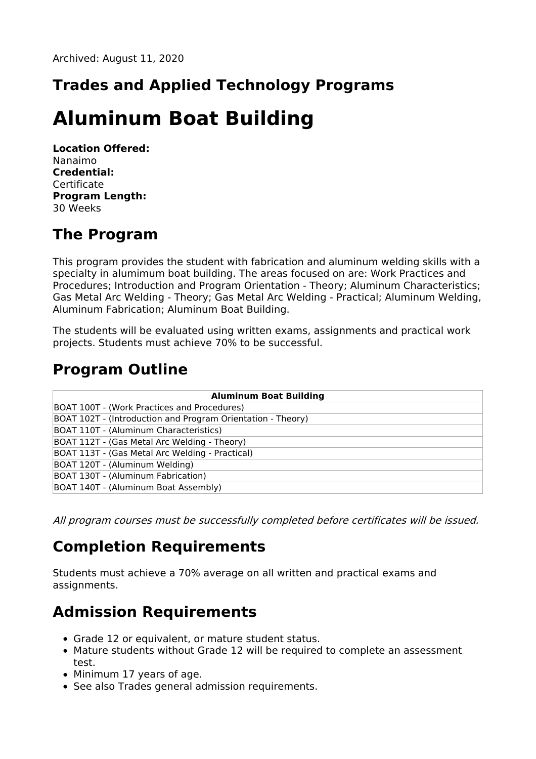Archived: August 11, 2020

## Trades and Applied Technology Programs

# Aluminum Boat Building

**Location Offered:**
Nanaimo
**Credential:**
Certificate
**Program Length:**
30 Weeks

## The Program

This program provides the student with fabrication and aluminum welding skills with a specialty in alumimum boat building. The areas focused on are: Work Practices and Procedures; Introduction and Program Orientation - Theory; Aluminum Characteristics; Gas Metal Arc Welding - Theory; Gas Metal Arc Welding - Practical; Aluminum Welding, Aluminum Fabrication; Aluminum Boat Building.

The students will be evaluated using written exams, assignments and practical work projects. Students must achieve 70% to be successful.

## Program Outline

| Aluminum Boat Building |
|---|
| BOAT 100T - (Work Practices and Procedures) |
| BOAT 102T - (Introduction and Program Orientation - Theory) |
| BOAT 110T - (Aluminum Characteristics) |
| BOAT 112T - (Gas Metal Arc Welding - Theory) |
| BOAT 113T - (Gas Metal Arc Welding - Practical) |
| BOAT 120T - (Aluminum Welding) |
| BOAT 130T - (Aluminum Fabrication) |
| BOAT 140T - (Aluminum Boat Assembly) |

*All program courses must be successfully completed before certificates will be issued.*

## Completion Requirements

Students must achieve a 70% average on all written and practical exams and assignments.

## Admission Requirements

- Grade 12 or equivalent, or mature student status.
- Mature students without Grade 12 will be required to complete an assessment test.
- Minimum 17 years of age.
- See also Trades general admission requirements.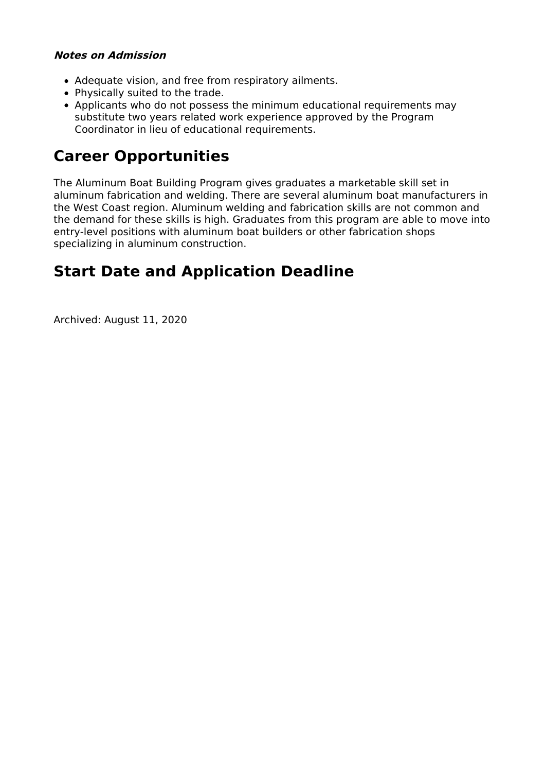***Notes on Admission***

- Adequate vision, and free from respiratory ailments.
- Physically suited to the trade.
- Applicants who do not possess the minimum educational requirements may substitute two years related work experience approved by the Program Coordinator in lieu of educational requirements.

## Career Opportunities

The Aluminum Boat Building Program gives graduates a marketable skill set in aluminum fabrication and welding. There are several aluminum boat manufacturers in the West Coast region. Aluminum welding and fabrication skills are not common and the demand for these skills is high. Graduates from this program are able to move into entry-level positions with aluminum boat builders or other fabrication shops specializing in aluminum construction.

## Start Date and Application Deadline

Archived: August 11, 2020